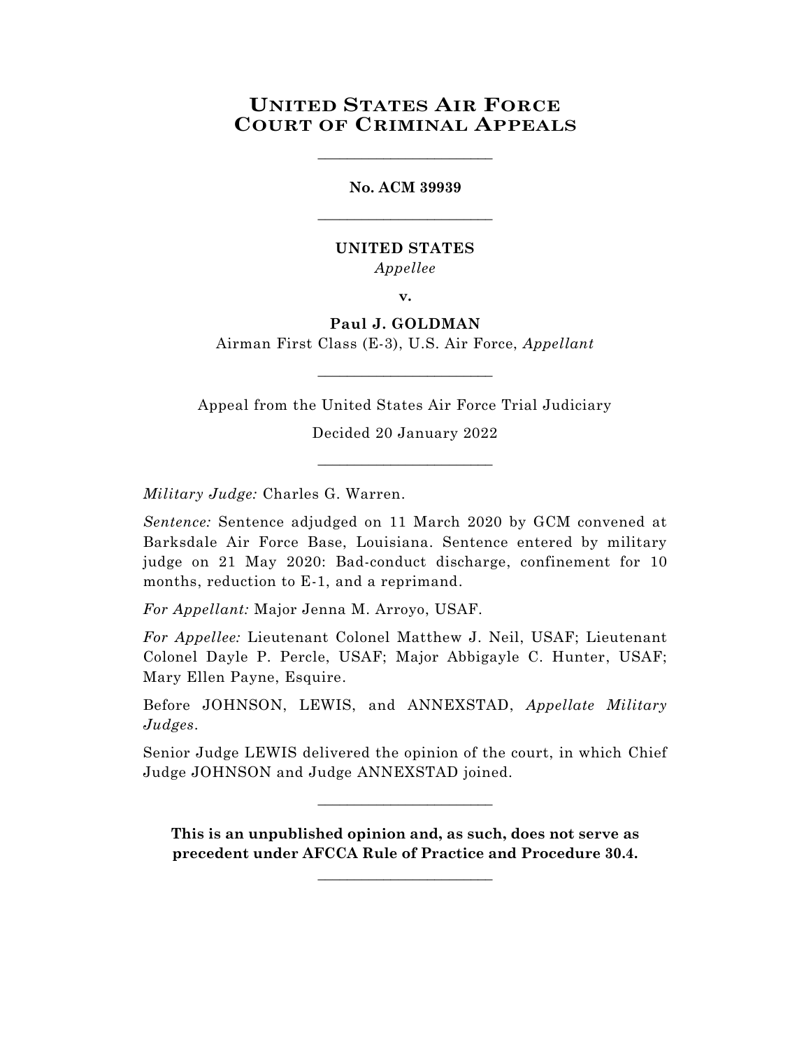# United States Air Force Court of Criminal Appeals

\_\_\_\_\_\_\_\_\_\_\_\_\_\_\_\_\_\_\_\_\_\_\_\_

**No. ACM 39939**

\_\_\_\_\_\_\_\_\_\_\_\_\_\_\_\_\_\_\_\_\_\_\_\_

**UNITED STATES**
*Appellee*

**v.**

**Paul J. GOLDMAN**
Airman First Class (E-3), U.S. Air Force, *Appellant*

\_\_\_\_\_\_\_\_\_\_\_\_\_\_\_\_\_\_\_\_\_\_\_\_

Appeal from the United States Air Force Trial Judiciary

Decided 20 January 2022

\_\_\_\_\_\_\_\_\_\_\_\_\_\_\_\_\_\_\_\_\_\_\_\_

*Military Judge:* Charles G. Warren.

*Sentence:* Sentence adjudged on 11 March 2020 by GCM convened at Barksdale Air Force Base, Louisiana. Sentence entered by military judge on 21 May 2020: Bad-conduct discharge, confinement for 10 months, reduction to E-1, and a reprimand.

*For Appellant:* Major Jenna M. Arroyo, USAF.

*For Appellee:* Lieutenant Colonel Matthew J. Neil, USAF; Lieutenant Colonel Dayle P. Percle, USAF; Major Abbigayle C. Hunter, USAF; Mary Ellen Payne, Esquire.

Before JOHNSON, LEWIS, and ANNEXSTAD, *Appellate Military Judges*.

Senior Judge LEWIS delivered the opinion of the court, in which Chief Judge JOHNSON and Judge ANNEXSTAD joined.

\_\_\_\_\_\_\_\_\_\_\_\_\_\_\_\_\_\_\_\_\_\_\_\_

**This is an unpublished opinion and, as such, does not serve as precedent under AFCCA Rule of Practice and Procedure 30.4.**

\_\_\_\_\_\_\_\_\_\_\_\_\_\_\_\_\_\_\_\_\_\_\_\_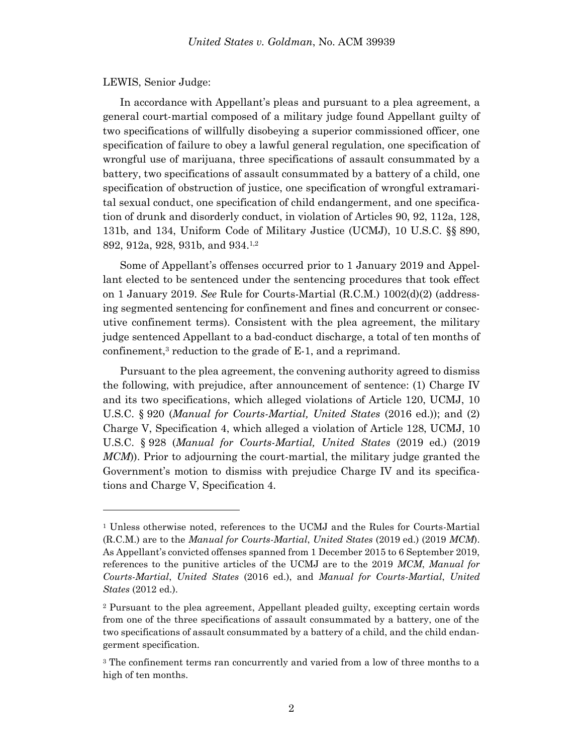LEWIS, Senior Judge:

In accordance with Appellant's pleas and pursuant to a plea agreement, a general court-martial composed of a military judge found Appellant guilty of two specifications of willfully disobeying a superior commissioned officer, one specification of failure to obey a lawful general regulation, one specification of wrongful use of marijuana, three specifications of assault consummated by a battery, two specifications of assault consummated by a battery of a child, one specification of obstruction of justice, one specification of wrongful extramarital sexual conduct, one specification of child endangerment, and one specification of drunk and disorderly conduct, in violation of Articles 90, 92, 112a, 128, 131b, and 134, Uniform Code of Military Justice (UCMJ), 10 U.S.C. §§ 890, 892, 912a, 928, 931b, and 934.[1,2]

Some of Appellant's offenses occurred prior to 1 January 2019 and Appellant elected to be sentenced under the sentencing procedures that took effect on 1 January 2019. *See* Rule for Courts-Martial (R.C.M.) 1002(d)(2) (addressing segmented sentencing for confinement and fines and concurrent or consecutive confinement terms). Consistent with the plea agreement, the military judge sentenced Appellant to a bad-conduct discharge, a total of ten months of confinement,[3] reduction to the grade of E-1, and a reprimand.

Pursuant to the plea agreement, the convening authority agreed to dismiss the following, with prejudice, after announcement of sentence: (1) Charge IV and its two specifications, which alleged violations of Article 120, UCMJ, 10 U.S.C. § 920 (*Manual for Courts-Martial, United States* (2016 ed.)); and (2) Charge V, Specification 4, which alleged a violation of Article 128, UCMJ, 10 U.S.C. § 928 (*Manual for Courts-Martial, United States* (2019 ed.) (2019 *MCM*)). Prior to adjourning the court-martial, the military judge granted the Government's motion to dismiss with prejudice Charge IV and its specifications and Charge V, Specification 4.

---

[1] Unless otherwise noted, references to the UCMJ and the Rules for Courts-Martial (R.C.M.) are to the *Manual for Courts-Martial*, *United States* (2019 ed.) (2019 *MCM*). As Appellant's convicted offenses spanned from 1 December 2015 to 6 September 2019, references to the punitive articles of the UCMJ are to the 2019 *MCM*, *Manual for Courts-Martial*, *United States* (2016 ed.), and *Manual for Courts-Martial*, *United States* (2012 ed.).

[2] Pursuant to the plea agreement, Appellant pleaded guilty, excepting certain words from one of the three specifications of assault consummated by a battery, one of the two specifications of assault consummated by a battery of a child, and the child endangerment specification.

[3] The confinement terms ran concurrently and varied from a low of three months to a high of ten months.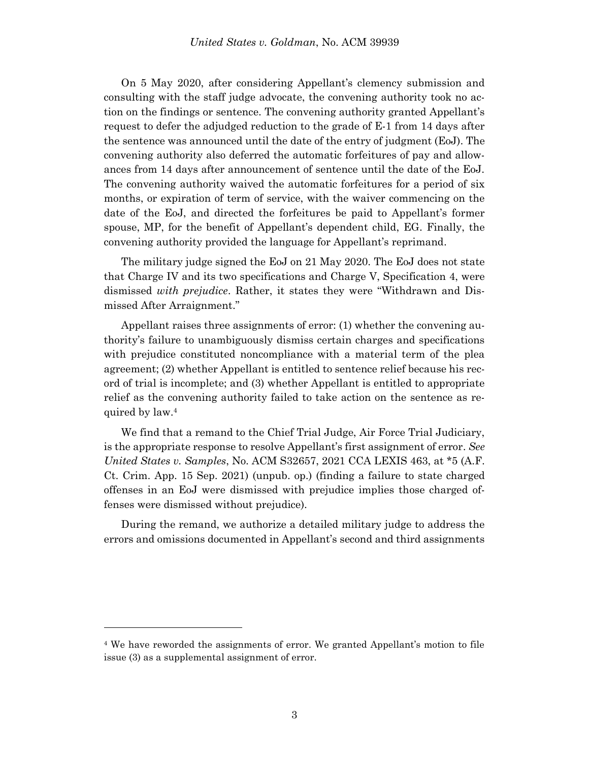On 5 May 2020, after considering Appellant's clemency submission and consulting with the staff judge advocate, the convening authority took no action on the findings or sentence. The convening authority granted Appellant's request to defer the adjudged reduction to the grade of E-1 from 14 days after the sentence was announced until the date of the entry of judgment (EoJ). The convening authority also deferred the automatic forfeitures of pay and allowances from 14 days after announcement of sentence until the date of the EoJ. The convening authority waived the automatic forfeitures for a period of six months, or expiration of term of service, with the waiver commencing on the date of the EoJ, and directed the forfeitures be paid to Appellant's former spouse, MP, for the benefit of Appellant's dependent child, EG. Finally, the convening authority provided the language for Appellant's reprimand.

The military judge signed the EoJ on 21 May 2020. The EoJ does not state that Charge IV and its two specifications and Charge V, Specification 4, were dismissed *with prejudice*. Rather, it states they were "Withdrawn and Dismissed After Arraignment."

Appellant raises three assignments of error: (1) whether the convening authority's failure to unambiguously dismiss certain charges and specifications with prejudice constituted noncompliance with a material term of the plea agreement; (2) whether Appellant is entitled to sentence relief because his record of trial is incomplete; and (3) whether Appellant is entitled to appropriate relief as the convening authority failed to take action on the sentence as required by law.[4]

We find that a remand to the Chief Trial Judge, Air Force Trial Judiciary, is the appropriate response to resolve Appellant's first assignment of error. *See United States v. Samples*, No. ACM S32657, 2021 CCA LEXIS 463, at *5 (A.F. Ct. Crim. App. 15 Sep. 2021) (unpub. op.) (finding a failure to state charged offenses in an EoJ were dismissed with prejudice implies those charged offenses were dismissed without prejudice).

During the remand, we authorize a detailed military judge to address the errors and omissions documented in Appellant's second and third assignments

---

[4] We have reworded the assignments of error. We granted Appellant's motion to file issue (3) as a supplemental assignment of error.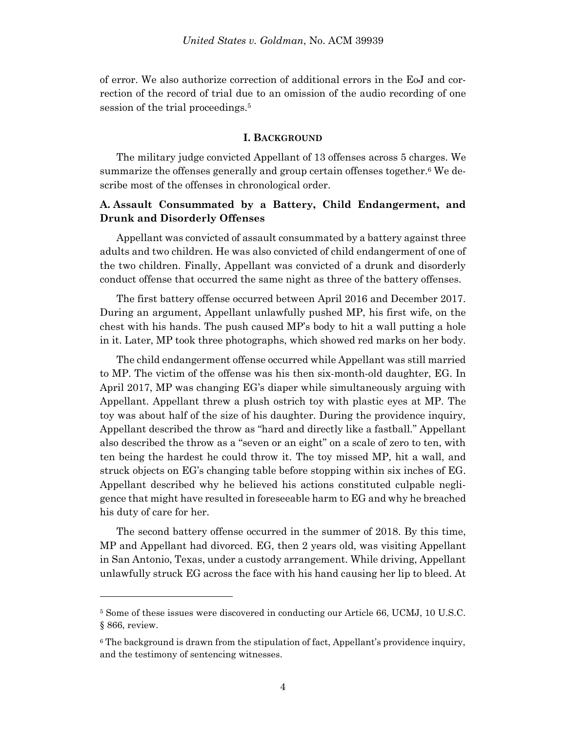of error. We also authorize correction of additional errors in the EoJ and correction of the record of trial due to an omission of the audio recording of one session of the trial proceedings.[5]

## I. BACKGROUND

The military judge convicted Appellant of 13 offenses across 5 charges. We summarize the offenses generally and group certain offenses together.[6] We describe most of the offenses in chronological order.

### A. Assault Consummated by a Battery, Child Endangerment, and Drunk and Disorderly Offenses

Appellant was convicted of assault consummated by a battery against three adults and two children. He was also convicted of child endangerment of one of the two children. Finally, Appellant was convicted of a drunk and disorderly conduct offense that occurred the same night as three of the battery offenses.

The first battery offense occurred between April 2016 and December 2017. During an argument, Appellant unlawfully pushed MP, his first wife, on the chest with his hands. The push caused MP's body to hit a wall putting a hole in it. Later, MP took three photographs, which showed red marks on her body.

The child endangerment offense occurred while Appellant was still married to MP. The victim of the offense was his then six-month-old daughter, EG. In April 2017, MP was changing EG's diaper while simultaneously arguing with Appellant. Appellant threw a plush ostrich toy with plastic eyes at MP. The toy was about half of the size of his daughter. During the providence inquiry, Appellant described the throw as "hard and directly like a fastball." Appellant also described the throw as a "seven or an eight" on a scale of zero to ten, with ten being the hardest he could throw it. The toy missed MP, hit a wall, and struck objects on EG's changing table before stopping within six inches of EG. Appellant described why he believed his actions constituted culpable negligence that might have resulted in foreseeable harm to EG and why he breached his duty of care for her.

The second battery offense occurred in the summer of 2018. By this time, MP and Appellant had divorced. EG, then 2 years old, was visiting Appellant in San Antonio, Texas, under a custody arrangement. While driving, Appellant unlawfully struck EG across the face with his hand causing her lip to bleed. At

---

[5] Some of these issues were discovered in conducting our Article 66, UCMJ, 10 U.S.C. § 866, review.

[6] The background is drawn from the stipulation of fact, Appellant's providence inquiry, and the testimony of sentencing witnesses.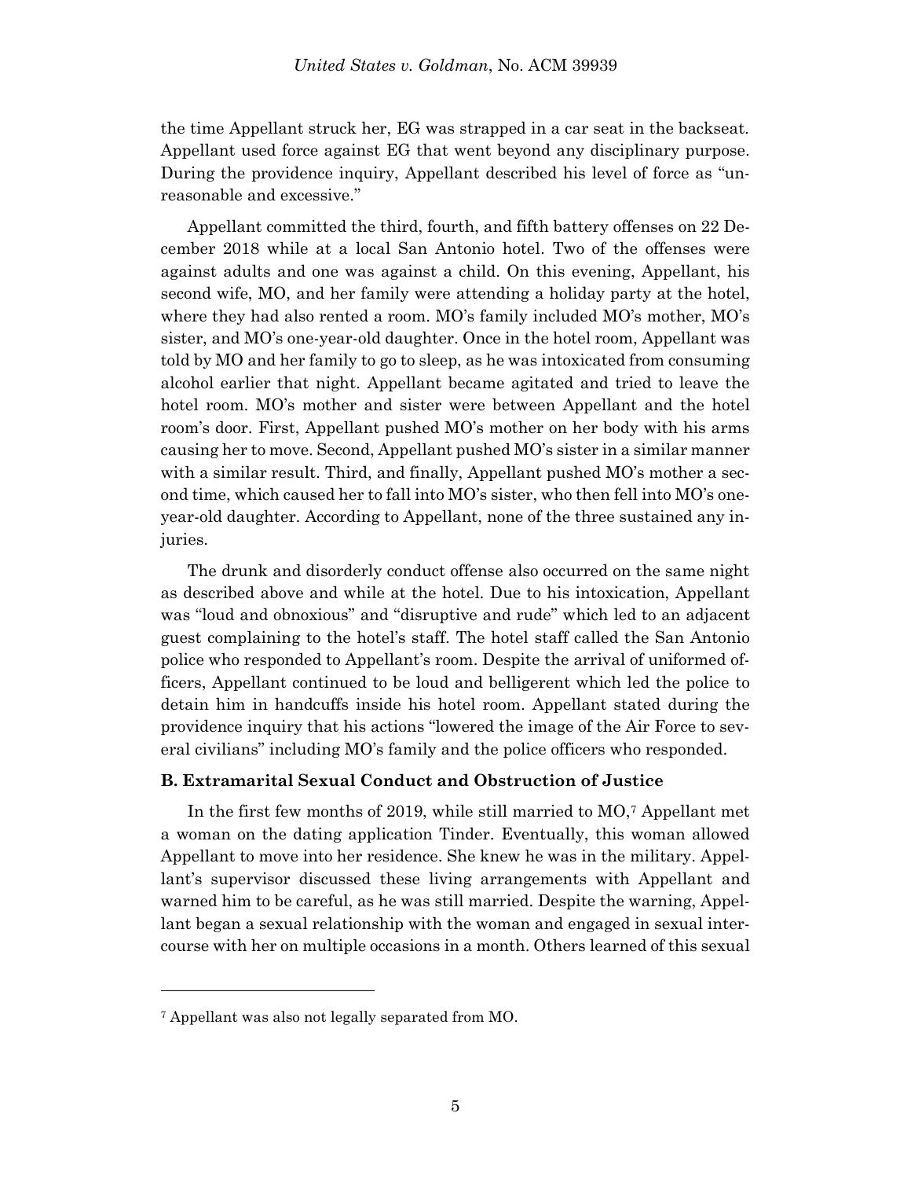the time Appellant struck her, EG was strapped in a car seat in the backseat. Appellant used force against EG that went beyond any disciplinary purpose. During the providence inquiry, Appellant described his level of force as "unreasonable and excessive."

Appellant committed the third, fourth, and fifth battery offenses on 22 December 2018 while at a local San Antonio hotel. Two of the offenses were against adults and one was against a child. On this evening, Appellant, his second wife, MO, and her family were attending a holiday party at the hotel, where they had also rented a room. MO's family included MO's mother, MO's sister, and MO's one-year-old daughter. Once in the hotel room, Appellant was told by MO and her family to go to sleep, as he was intoxicated from consuming alcohol earlier that night. Appellant became agitated and tried to leave the hotel room. MO's mother and sister were between Appellant and the hotel room's door. First, Appellant pushed MO's mother on her body with his arms causing her to move. Second, Appellant pushed MO's sister in a similar manner with a similar result. Third, and finally, Appellant pushed MO's mother a second time, which caused her to fall into MO's sister, who then fell into MO's one-year-old daughter. According to Appellant, none of the three sustained any injuries.

The drunk and disorderly conduct offense also occurred on the same night as described above and while at the hotel. Due to his intoxication, Appellant was "loud and obnoxious" and "disruptive and rude" which led to an adjacent guest complaining to the hotel's staff. The hotel staff called the San Antonio police who responded to Appellant's room. Despite the arrival of uniformed officers, Appellant continued to be loud and belligerent which led the police to detain him in handcuffs inside his hotel room. Appellant stated during the providence inquiry that his actions "lowered the image of the Air Force to several civilians" including MO's family and the police officers who responded.

### B. Extramarital Sexual Conduct and Obstruction of Justice

In the first few months of 2019, while still married to MO,[7] Appellant met a woman on the dating application Tinder. Eventually, this woman allowed Appellant to move into her residence. She knew he was in the military. Appellant's supervisor discussed these living arrangements with Appellant and warned him to be careful, as he was still married. Despite the warning, Appellant began a sexual relationship with the woman and engaged in sexual intercourse with her on multiple occasions in a month. Others learned of this sexual

---

[7] Appellant was also not legally separated from MO.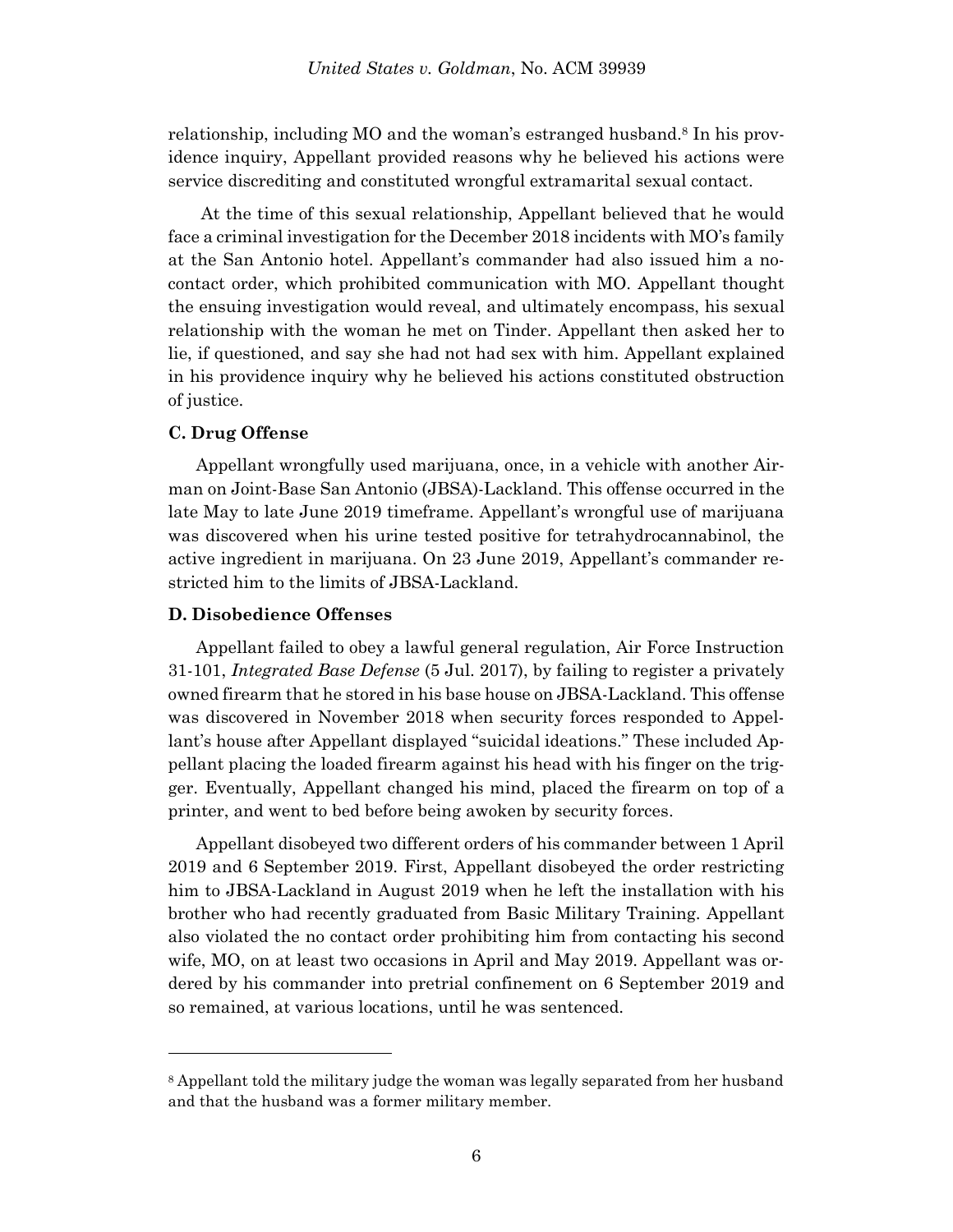relationship, including MO and the woman's estranged husband.[8] In his providence inquiry, Appellant provided reasons why he believed his actions were service discrediting and constituted wrongful extramarital sexual contact.

At the time of this sexual relationship, Appellant believed that he would face a criminal investigation for the December 2018 incidents with MO's family at the San Antonio hotel. Appellant's commander had also issued him a no-contact order, which prohibited communication with MO. Appellant thought the ensuing investigation would reveal, and ultimately encompass, his sexual relationship with the woman he met on Tinder. Appellant then asked her to lie, if questioned, and say she had not had sex with him. Appellant explained in his providence inquiry why he believed his actions constituted obstruction of justice.

### C. Drug Offense

Appellant wrongfully used marijuana, once, in a vehicle with another Airman on Joint-Base San Antonio (JBSA)-Lackland. This offense occurred in the late May to late June 2019 timeframe. Appellant's wrongful use of marijuana was discovered when his urine tested positive for tetrahydrocannabinol, the active ingredient in marijuana. On 23 June 2019, Appellant's commander restricted him to the limits of JBSA-Lackland.

### D. Disobedience Offenses

Appellant failed to obey a lawful general regulation, Air Force Instruction 31-101, *Integrated Base Defense* (5 Jul. 2017), by failing to register a privately owned firearm that he stored in his base house on JBSA-Lackland. This offense was discovered in November 2018 when security forces responded to Appellant's house after Appellant displayed "suicidal ideations." These included Appellant placing the loaded firearm against his head with his finger on the trigger. Eventually, Appellant changed his mind, placed the firearm on top of a printer, and went to bed before being awoken by security forces.

Appellant disobeyed two different orders of his commander between 1 April 2019 and 6 September 2019. First, Appellant disobeyed the order restricting him to JBSA-Lackland in August 2019 when he left the installation with his brother who had recently graduated from Basic Military Training. Appellant also violated the no contact order prohibiting him from contacting his second wife, MO, on at least two occasions in April and May 2019. Appellant was ordered by his commander into pretrial confinement on 6 September 2019 and so remained, at various locations, until he was sentenced.

---

[8] Appellant told the military judge the woman was legally separated from her husband and that the husband was a former military member.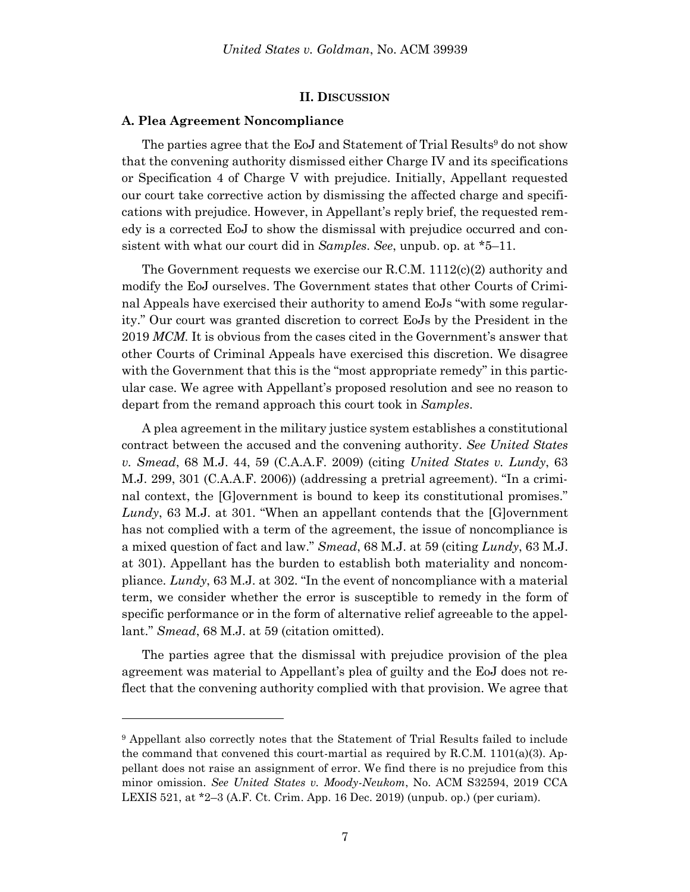## II. Discussion

### A. Plea Agreement Noncompliance

The parties agree that the EoJ and Statement of Trial Results[9] do not show that the convening authority dismissed either Charge IV and its specifications or Specification 4 of Charge V with prejudice. Initially, Appellant requested our court take corrective action by dismissing the affected charge and specifications with prejudice. However, in Appellant's reply brief, the requested remedy is a corrected EoJ to show the dismissal with prejudice occurred and consistent with what our court did in *Samples*. *See*, unpub. op. at *5–11.

The Government requests we exercise our R.C.M. 1112(c)(2) authority and modify the EoJ ourselves. The Government states that other Courts of Criminal Appeals have exercised their authority to amend EoJs "with some regularity." Our court was granted discretion to correct EoJs by the President in the 2019 *MCM*. It is obvious from the cases cited in the Government's answer that other Courts of Criminal Appeals have exercised this discretion. We disagree with the Government that this is the "most appropriate remedy" in this particular case. We agree with Appellant's proposed resolution and see no reason to depart from the remand approach this court took in *Samples*.

A plea agreement in the military justice system establishes a constitutional contract between the accused and the convening authority. *See United States v. Smead*, 68 M.J. 44, 59 (C.A.A.F. 2009) (citing *United States v. Lundy*, 63 M.J. 299, 301 (C.A.A.F. 2006)) (addressing a pretrial agreement). "In a criminal context, the [G]overnment is bound to keep its constitutional promises." *Lundy*, 63 M.J. at 301. "When an appellant contends that the [G]overnment has not complied with a term of the agreement, the issue of noncompliance is a mixed question of fact and law." *Smead*, 68 M.J. at 59 (citing *Lundy*, 63 M.J. at 301). Appellant has the burden to establish both materiality and noncompliance. *Lundy*, 63 M.J. at 302. "In the event of noncompliance with a material term, we consider whether the error is susceptible to remedy in the form of specific performance or in the form of alternative relief agreeable to the appellant." *Smead*, 68 M.J. at 59 (citation omitted).

The parties agree that the dismissal with prejudice provision of the plea agreement was material to Appellant's plea of guilty and the EoJ does not reflect that the convening authority complied with that provision. We agree that

---

[9] Appellant also correctly notes that the Statement of Trial Results failed to include the command that convened this court-martial as required by R.C.M. 1101(a)(3). Appellant does not raise an assignment of error. We find there is no prejudice from this minor omission. *See United States v. Moody-Neukom*, No. ACM S32594, 2019 CCA LEXIS 521, at *2–3 (A.F. Ct. Crim. App. 16 Dec. 2019) (unpub. op.) (per curiam).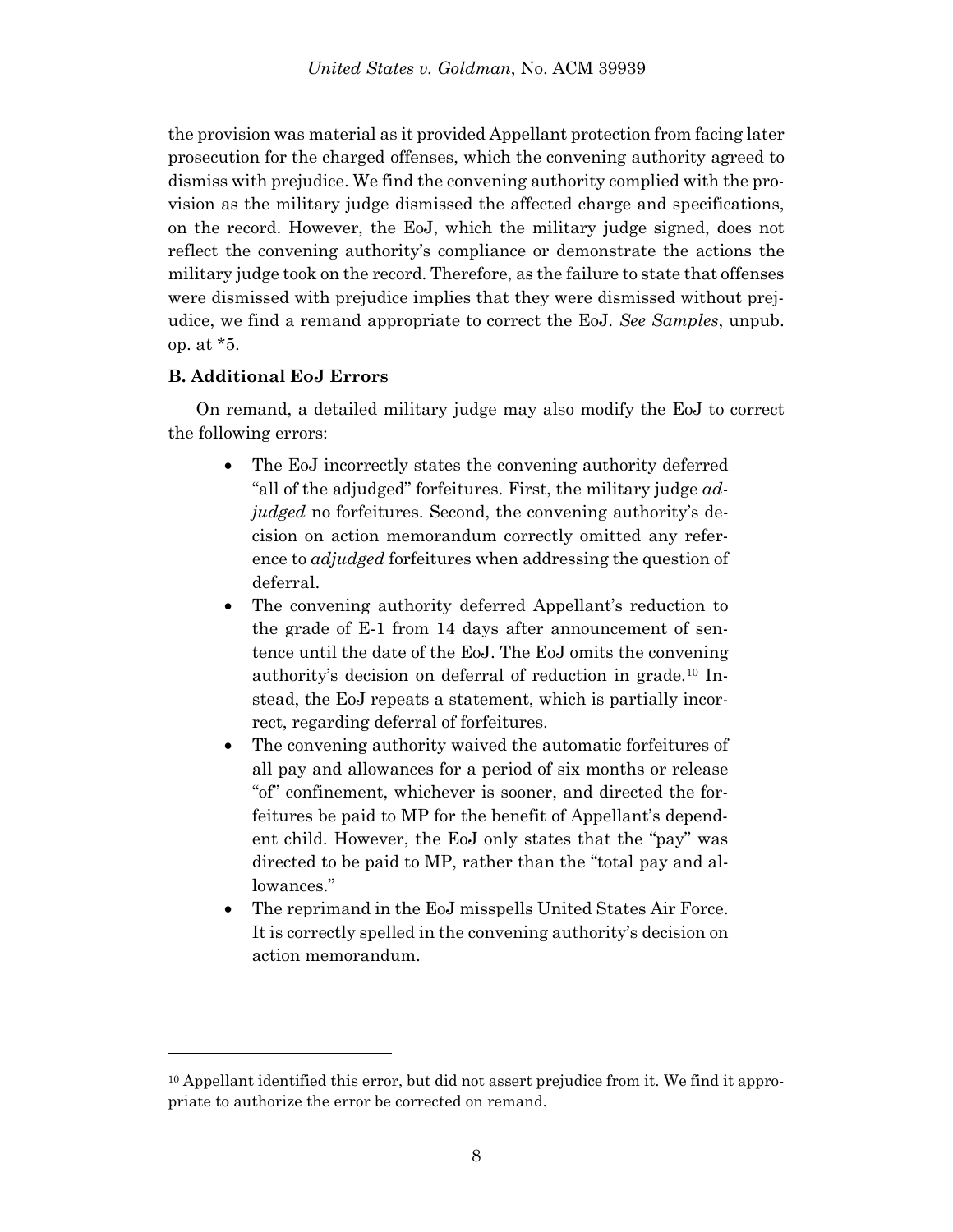the provision was material as it provided Appellant protection from facing later prosecution for the charged offenses, which the convening authority agreed to dismiss with prejudice. We find the convening authority complied with the provision as the military judge dismissed the affected charge and specifications, on the record. However, the EoJ, which the military judge signed, does not reflect the convening authority's compliance or demonstrate the actions the military judge took on the record. Therefore, as the failure to state that offenses were dismissed with prejudice implies that they were dismissed without prejudice, we find a remand appropriate to correct the EoJ. *See Samples*, unpub. op. at *5.

**B. Additional EoJ Errors**

On remand, a detailed military judge may also modify the EoJ to correct the following errors:

- The EoJ incorrectly states the convening authority deferred "all of the adjudged" forfeitures. First, the military judge *adjudged* no forfeitures. Second, the convening authority's decision on action memorandum correctly omitted any reference to *adjudged* forfeitures when addressing the question of deferral.
- The convening authority deferred Appellant's reduction to the grade of E-1 from 14 days after announcement of sentence until the date of the EoJ. The EoJ omits the convening authority's decision on deferral of reduction in grade.[10] Instead, the EoJ repeats a statement, which is partially incorrect, regarding deferral of forfeitures.
- The convening authority waived the automatic forfeitures of all pay and allowances for a period of six months or release "of" confinement, whichever is sooner, and directed the forfeitures be paid to MP for the benefit of Appellant's dependent child. However, the EoJ only states that the "pay" was directed to be paid to MP, rather than the "total pay and allowances."
- The reprimand in the EoJ misspells United States Air Force. It is correctly spelled in the convening authority's decision on action memorandum.

---

[10] Appellant identified this error, but did not assert prejudice from it. We find it appropriate to authorize the error be corrected on remand.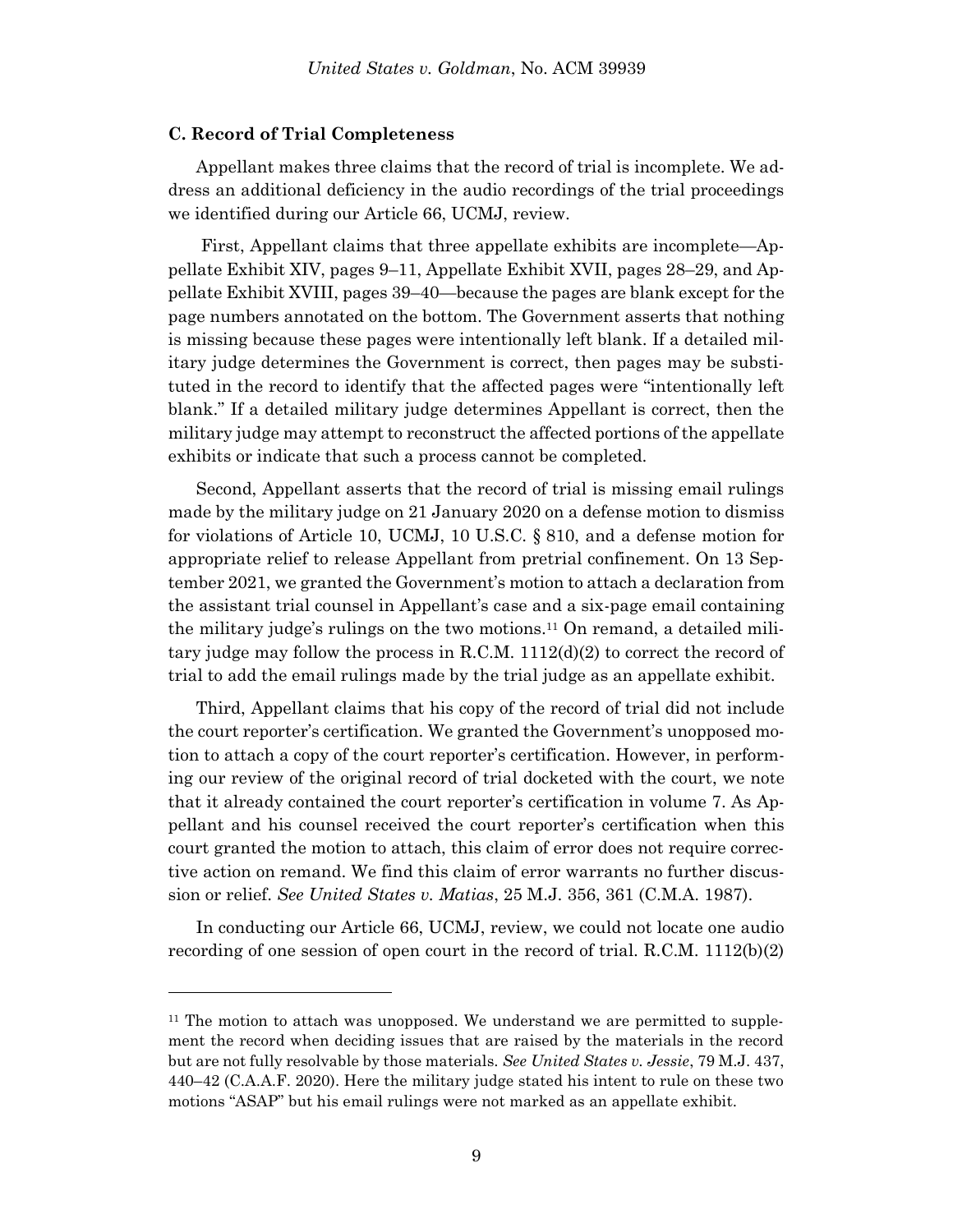### C. Record of Trial Completeness

Appellant makes three claims that the record of trial is incomplete. We address an additional deficiency in the audio recordings of the trial proceedings we identified during our Article 66, UCMJ, review.

First, Appellant claims that three appellate exhibits are incomplete—Appellate Exhibit XIV, pages 9–11, Appellate Exhibit XVII, pages 28–29, and Appellate Exhibit XVIII, pages 39–40—because the pages are blank except for the page numbers annotated on the bottom. The Government asserts that nothing is missing because these pages were intentionally left blank. If a detailed military judge determines the Government is correct, then pages may be substituted in the record to identify that the affected pages were "intentionally left blank." If a detailed military judge determines Appellant is correct, then the military judge may attempt to reconstruct the affected portions of the appellate exhibits or indicate that such a process cannot be completed.

Second, Appellant asserts that the record of trial is missing email rulings made by the military judge on 21 January 2020 on a defense motion to dismiss for violations of Article 10, UCMJ, 10 U.S.C. § 810, and a defense motion for appropriate relief to release Appellant from pretrial confinement. On 13 September 2021, we granted the Government's motion to attach a declaration from the assistant trial counsel in Appellant's case and a six-page email containing the military judge's rulings on the two motions.[11] On remand, a detailed military judge may follow the process in R.C.M. 1112(d)(2) to correct the record of trial to add the email rulings made by the trial judge as an appellate exhibit.

Third, Appellant claims that his copy of the record of trial did not include the court reporter's certification. We granted the Government's unopposed motion to attach a copy of the court reporter's certification. However, in performing our review of the original record of trial docketed with the court, we note that it already contained the court reporter's certification in volume 7. As Appellant and his counsel received the court reporter's certification when this court granted the motion to attach, this claim of error does not require corrective action on remand. We find this claim of error warrants no further discussion or relief. *See United States v. Matias*, 25 M.J. 356, 361 (C.M.A. 1987).

In conducting our Article 66, UCMJ, review, we could not locate one audio recording of one session of open court in the record of trial. R.C.M. 1112(b)(2)

---

[11] The motion to attach was unopposed. We understand we are permitted to supplement the record when deciding issues that are raised by the materials in the record but are not fully resolvable by those materials. *See United States v. Jessie*, 79 M.J. 437, 440–42 (C.A.A.F. 2020). Here the military judge stated his intent to rule on these two motions "ASAP" but his email rulings were not marked as an appellate exhibit.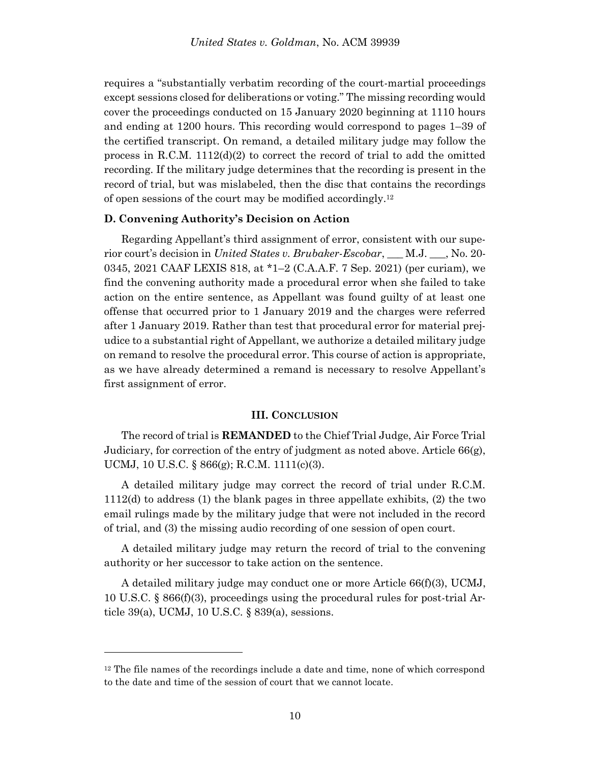requires a "substantially verbatim recording of the court-martial proceedings except sessions closed for deliberations or voting." The missing recording would cover the proceedings conducted on 15 January 2020 beginning at 1110 hours and ending at 1200 hours. This recording would correspond to pages 1–39 of the certified transcript. On remand, a detailed military judge may follow the process in R.C.M. 1112(d)(2) to correct the record of trial to add the omitted recording. If the military judge determines that the recording is present in the record of trial, but was mislabeled, then the disc that contains the recordings of open sessions of the court may be modified accordingly.[12]

### D. Convening Authority's Decision on Action

Regarding Appellant's third assignment of error, consistent with our superior court's decision in *United States v. Brubaker-Escobar*, ___ M.J. ___, No. 20-0345, 2021 CAAF LEXIS 818, at *1–2 (C.A.A.F. 7 Sep. 2021) (per curiam), we find the convening authority made a procedural error when she failed to take action on the entire sentence, as Appellant was found guilty of at least one offense that occurred prior to 1 January 2019 and the charges were referred after 1 January 2019. Rather than test that procedural error for material prejudice to a substantial right of Appellant, we authorize a detailed military judge on remand to resolve the procedural error. This course of action is appropriate, as we have already determined a remand is necessary to resolve Appellant's first assignment of error.

## III. CONCLUSION

The record of trial is **REMANDED** to the Chief Trial Judge, Air Force Trial Judiciary, for correction of the entry of judgment as noted above. Article 66(g), UCMJ, 10 U.S.C. § 866(g); R.C.M. 1111(c)(3).

A detailed military judge may correct the record of trial under R.C.M. 1112(d) to address (1) the blank pages in three appellate exhibits, (2) the two email rulings made by the military judge that were not included in the record of trial, and (3) the missing audio recording of one session of open court.

A detailed military judge may return the record of trial to the convening authority or her successor to take action on the sentence.

A detailed military judge may conduct one or more Article 66(f)(3), UCMJ, 10 U.S.C. § 866(f)(3), proceedings using the procedural rules for post-trial Article 39(a), UCMJ, 10 U.S.C. § 839(a), sessions.

---

[12] The file names of the recordings include a date and time, none of which correspond to the date and time of the session of court that we cannot locate.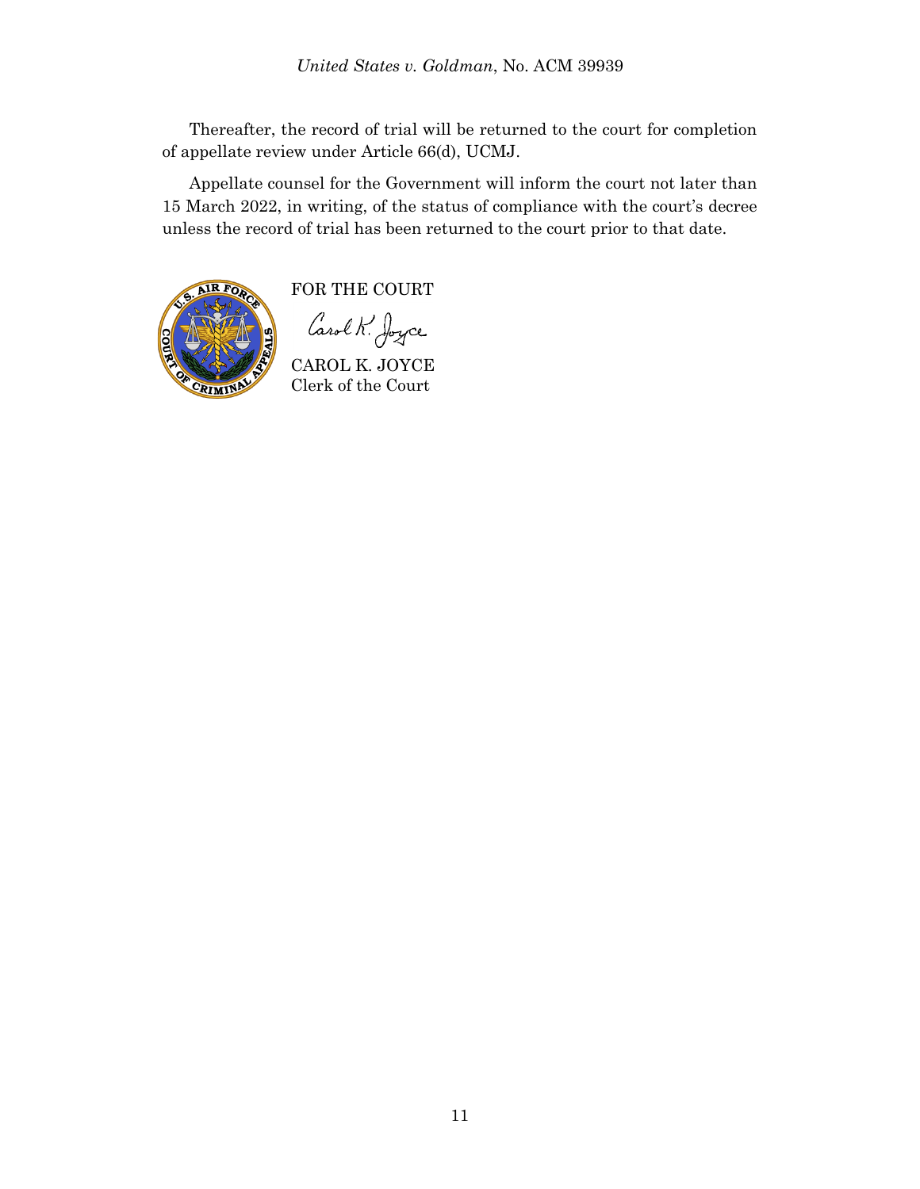Thereafter, the record of trial will be returned to the court for completion of appellate review under Article 66(d), UCMJ.

Appellate counsel for the Government will inform the court not later than 15 March 2022, in writing, of the status of compliance with the court's decree unless the record of trial has been returned to the court prior to that date.

FOR THE COURT

CAROL K. JOYCE
Clerk of the Court